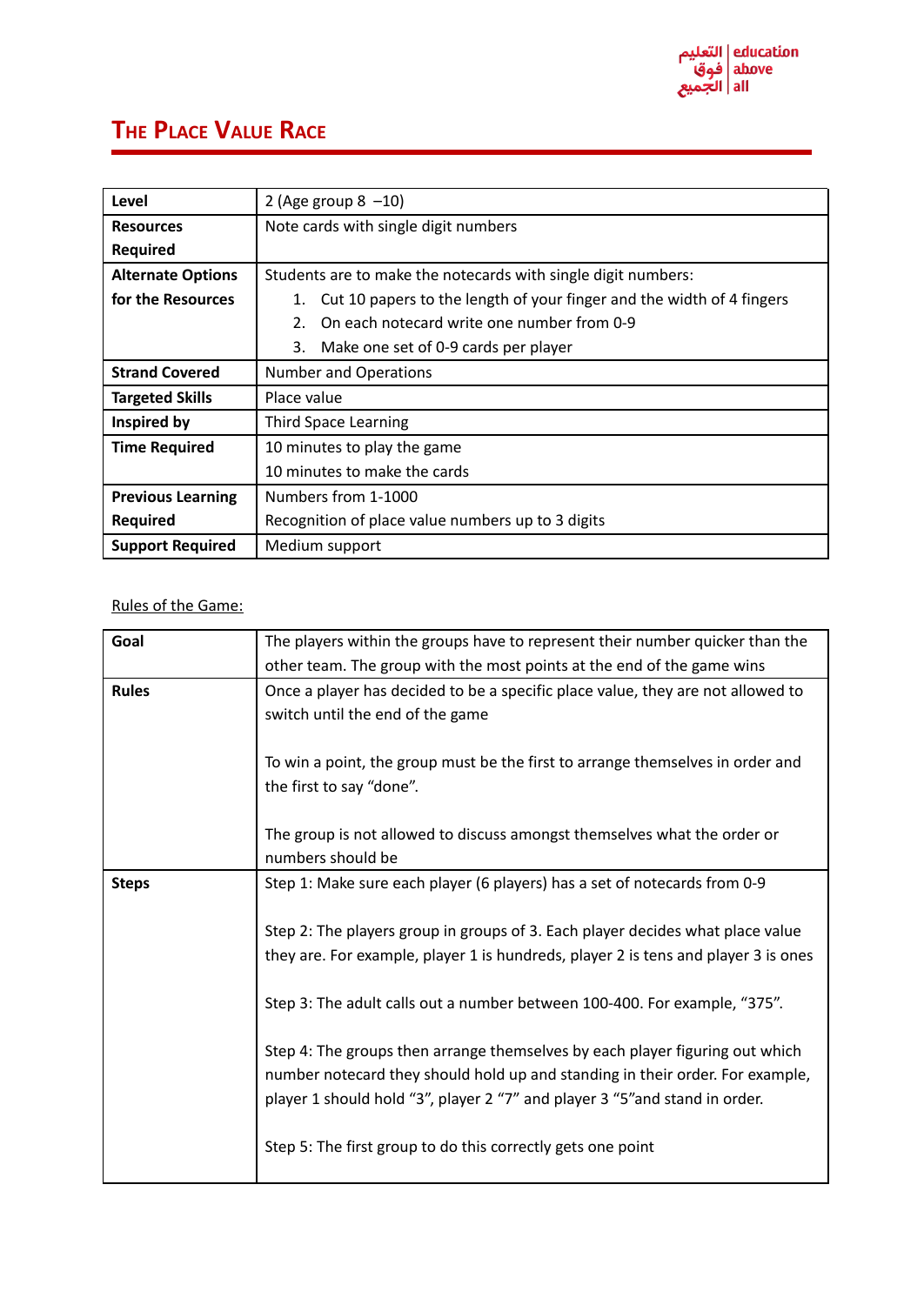# The Place Value Race

| Level | 2 (Age group 8 –10) |
|---|---|
| Resources Required | Note cards with single digit numbers |
| Alternate Options for the Resources | Students are to make the notecards with single digit numbers:<br>1. Cut 10 papers to the length of your finger and the width of 4 fingers<br>2. On each notecard write one number from 0-9<br>3. Make one set of 0-9 cards per player |
| Strand Covered | Number and Operations |
| Targeted Skills | Place value |
| Inspired by | Third Space Learning |
| Time Required | 10 minutes to play the game<br>10 minutes to make the cards |
| Previous Learning Required | Numbers from 1-1000<br>Recognition of place value numbers up to 3 digits |
| Support Required | Medium support |

Rules of the Game:

| Goal | The players within the groups have to represent their number quicker than the other team. The group with the most points at the end of the game wins |
|---|---|
| Rules | Once a player has decided to be a specific place value, they are not allowed to switch until the end of the game<br><br>To win a point, the group must be the first to arrange themselves in order and the first to say "done".<br><br>The group is not allowed to discuss amongst themselves what the order or numbers should be |
| Steps | Step 1: Make sure each player (6 players) has a set of notecards from 0-9<br><br>Step 2: The players group in groups of 3. Each player decides what place value they are. For example, player 1 is hundreds, player 2 is tens and player 3 is ones<br><br>Step 3: The adult calls out a number between 100-400. For example, "375".<br><br>Step 4: The groups then arrange themselves by each player figuring out which number notecard they should hold up and standing in their order. For example, player 1 should hold "3", player 2 "7" and player 3 "5"and stand in order.<br><br>Step 5: The first group to do this correctly gets one point |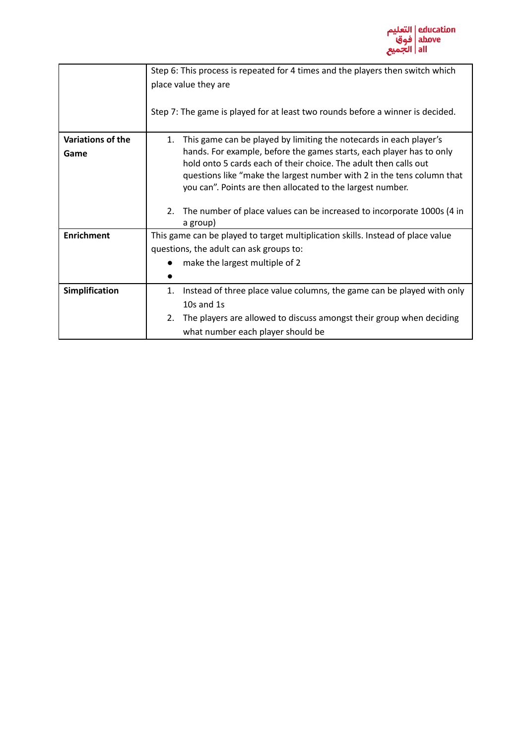| | |
|---|---|
| | Step 6: This process is repeated for 4 times and the players then switch which place value they are<br><br>Step 7: The game is played for at least two rounds before a winner is decided. |
| **Variations of the Game** | 1. This game can be played by limiting the notecards in each player's hands. For example, before the games starts, each player has to only hold onto 5 cards each of their choice. The adult then calls out questions like "make the largest number with 2 in the tens column that you can". Points are then allocated to the largest number.<br><br>2. The number of place values can be increased to incorporate 1000s (4 in a group) |
| **Enrichment** | This game can be played to target multiplication skills. Instead of place value questions, the adult can ask groups to:<br>● make the largest multiple of 2<br>● |
| **Simplification** | 1. Instead of three place value columns, the game can be played with only 10s and 1s<br>2. The players are allowed to discuss amongst their group when deciding what number each player should be |